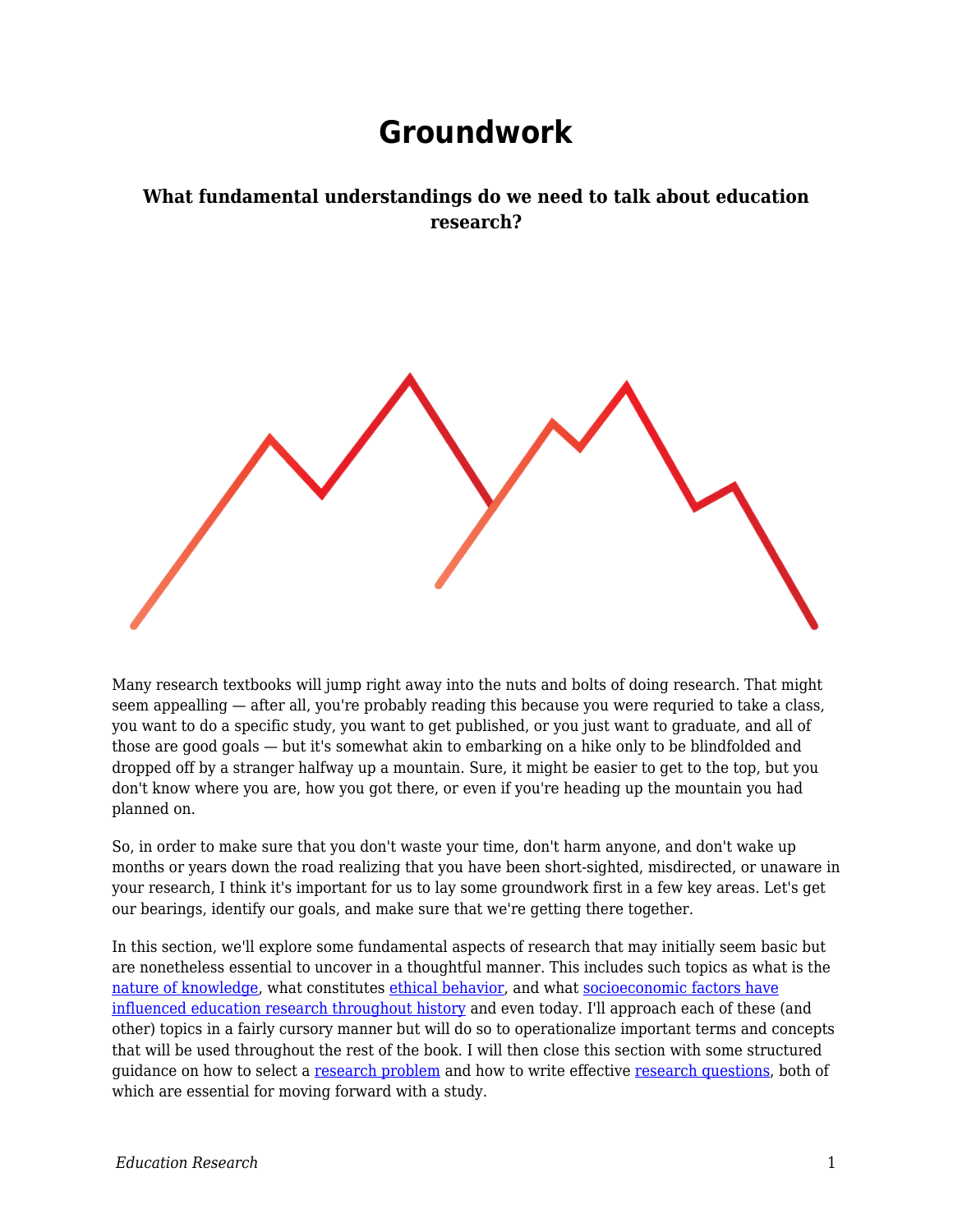# Groundwork

### What fundamental understandings do we need to talk about education research?

Many research textbooks will jump right away into the nuts and bolts of doing research. That might seem appealling — after all, you're probably reading this because you were requried to take a class, you want to do a specific study, you want to get published, or you just want to graduate, and all of those are good goals — but it's somewhat akin to embarking on a hike only to be blindfolded and dropped off by a stranger halfway up a mountain. Sure, it might be easier to get to the top, but you don't know where you are, how you got there, or even if you're heading up the mountain you had planned on.

So, in order to make sure that you don't waste your time, don't harm anyone, and don't wake up months or years down the road realizing that you have been short-sighted, misdirected, or unaware in your research, I think it's important for us to lay some groundwork first in a few key areas. Let's get our bearings, identify our goals, and make sure that we're getting there together.

In this section, we'll explore some fundamental aspects of research that may initially seem basic but are nonetheless essential to uncover in a thoughtful manner. This includes such topics as what is the nature of knowledge, what constitutes ethical behavior, and what socioeconomic factors have influenced education research throughout history and even today. I'll approach each of these (and other) topics in a fairly cursory manner but will do so to operationalize important terms and concepts that will be used throughout the rest of the book. I will then close this section with some structured guidance on how to select a research problem and how to write effective research questions, both of which are essential for moving forward with a study.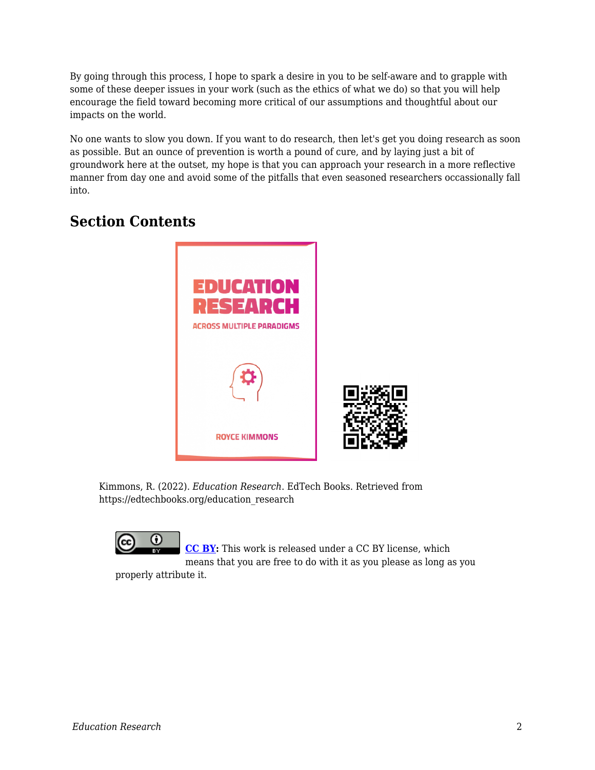By going through this process, I hope to spark a desire in you to be self-aware and to grapple with some of these deeper issues in your work (such as the ethics of what we do) so that you will help encourage the field toward becoming more critical of our assumptions and thoughtful about our impacts on the world.

No one wants to slow you down. If you want to do research, then let's get you doing research as soon as possible. But an ounce of prevention is worth a pound of cure, and by laying just a bit of groundwork here at the outset, my hope is that you can approach your research in a more reflective manner from day one and avoid some of the pitfalls that even seasoned researchers occassionally fall into.

## Section Contents

Kimmons, R. (2022). *Education Research*. EdTech Books. Retrieved from https://edtechbooks.org/education_research

**CC BY:** This work is released under a CC BY license, which means that you are free to do with it as you please as long as you properly attribute it.